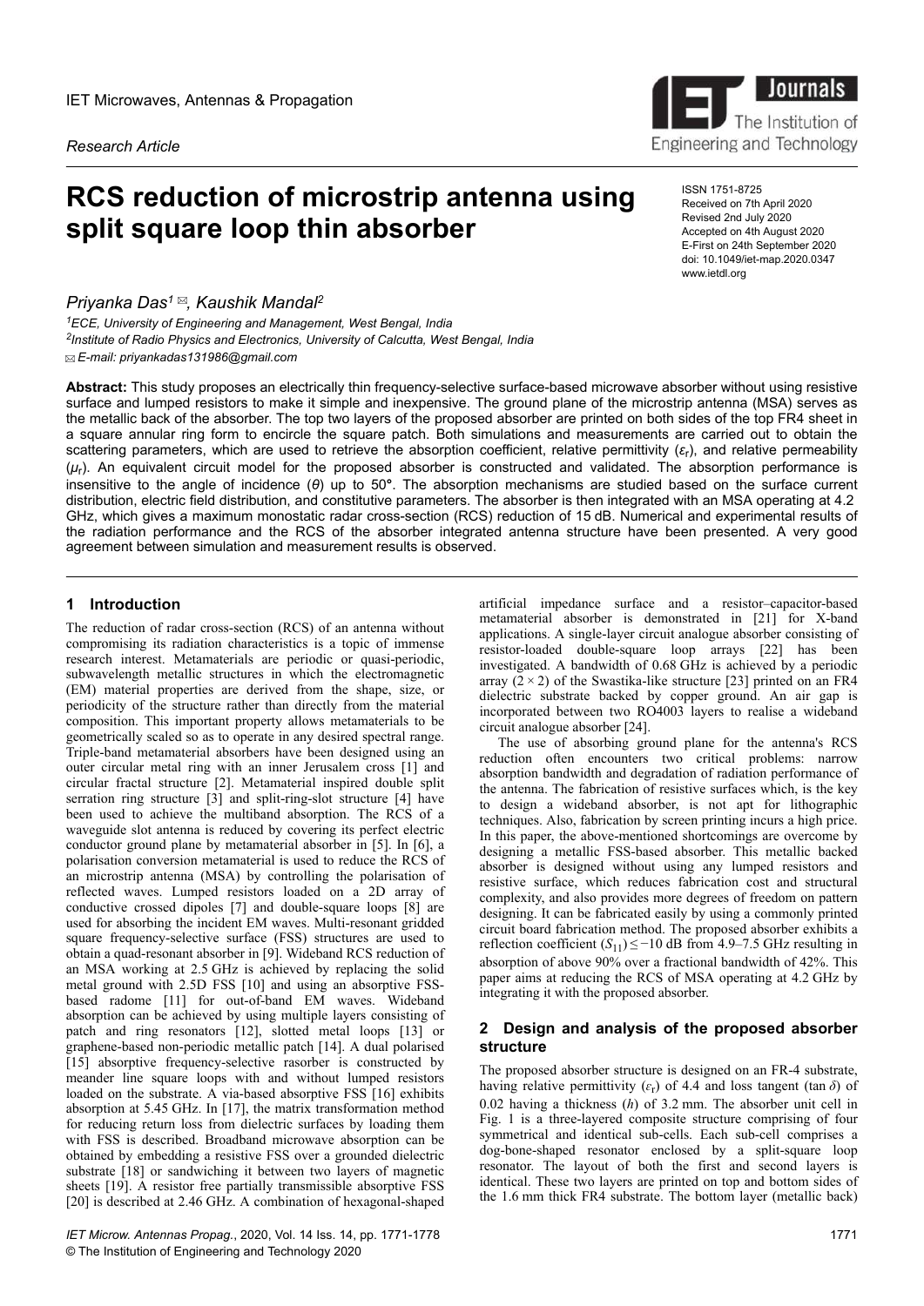IET Microwaves, Antennas & Propagation

*Research Article*

# RCS reduction of microstrip antenna using split square loop thin absorber

ISSN 1751-8725
Received on 7th April 2020
Revised 2nd July 2020
Accepted on 4th August 2020
E-First on 24th September 2020
doi: 10.1049/iet-map.2020.0347
www.ietdl.org

*Priyanka Das*[1] ✉, *Kaushik Mandal*[2]

[1]*ECE, University of Engineering and Management, West Bengal, India*
[2]*Institute of Radio Physics and Electronics, University of Calcutta, West Bengal, India*
✉ *E-mail: priyankadas131986@gmail.com*

**Abstract:** This study proposes an electrically thin frequency-selective surface-based microwave absorber without using resistive surface and lumped resistors to make it simple and inexpensive. The ground plane of the microstrip antenna (MSA) serves as the metallic back of the absorber. The top two layers of the proposed absorber are printed on both sides of the top FR4 sheet in a square annular ring form to encircle the square patch. Both simulations and measurements are carried out to obtain the scattering parameters, which are used to retrieve the absorption coefficient, relative permittivity ($\varepsilon_r$), and relative permeability ($\mu_r$). An equivalent circuit model for the proposed absorber is constructed and validated. The absorption performance is insensitive to the angle of incidence ($\theta$) up to 50°. The absorption mechanisms are studied based on the surface current distribution, electric field distribution, and constitutive parameters. The absorber is then integrated with an MSA operating at 4.2 GHz, which gives a maximum monostatic radar cross-section (RCS) reduction of 15 dB. Numerical and experimental results of the radiation performance and the RCS of the absorber integrated antenna structure have been presented. A very good agreement between simulation and measurement results is observed.

## 1 Introduction

The reduction of radar cross-section (RCS) of an antenna without compromising its radiation characteristics is a topic of immense research interest. Metamaterials are periodic or quasi-periodic, subwavelength metallic structures in which the electromagnetic (EM) material properties are derived from the shape, size, or periodicity of the structure rather than directly from the material composition. This important property allows metamaterials to be geometrically scaled so as to operate in any desired spectral range. Triple-band metamaterial absorbers have been designed using an outer circular metal ring with an inner Jerusalem cross [1] and circular fractal structure [2]. Metamaterial inspired double split serration ring structure [3] and split-ring-slot structure [4] have been used to achieve the multiband absorption. The RCS of a waveguide slot antenna is reduced by covering its perfect electric conductor ground plane by metamaterial absorber in [5]. In [6], a polarisation conversion metamaterial is used to reduce the RCS of an microstrip antenna (MSA) by controlling the polarisation of reflected waves. Lumped resistors loaded on a 2D array of conductive crossed dipoles [7] and double-square loops [8] are used for absorbing the incident EM waves. Multi-resonant gridded square frequency-selective surface (FSS) structures are used to obtain a quad-resonant absorber in [9]. Wideband RCS reduction of an MSA working at 2.5 GHz is achieved by replacing the solid metal ground with 2.5D FSS [10] and using an absorptive FSS-based radome [11] for out-of-band EM waves. Wideband absorption can be achieved by using multiple layers consisting of patch and ring resonators [12], slotted metal loops [13] or graphene-based non-periodic metallic patch [14]. A dual polarised [15] absorptive frequency-selective rasorber is constructed by meander line square loops with and without lumped resistors loaded on the substrate. A via-based absorptive FSS [16] exhibits absorption at 5.45 GHz. In [17], the matrix transformation method for reducing return loss from dielectric surfaces by loading them with FSS is described. Broadband microwave absorption can be obtained by embedding a resistive FSS over a grounded dielectric substrate [18] or sandwiching it between two layers of magnetic sheets [19]. A resistor free partially transmissible absorptive FSS [20] is described at 2.46 GHz. A combination of hexagonal-shaped artificial impedance surface and a resistor–capacitor-based metamaterial absorber is demonstrated in [21] for X-band applications. A single-layer circuit analogue absorber consisting of resistor-loaded double-square loop arrays [22] has been investigated. A bandwidth of 0.68 GHz is achieved by a periodic array ($2 \times 2$) of the Swastika-like structure [23] printed on an FR4 dielectric substrate backed by copper ground. An air gap is incorporated between two RO4003 layers to realise a wideband circuit analogue absorber [24].

The use of absorbing ground plane for the antenna's RCS reduction often encounters two critical problems: narrow absorption bandwidth and degradation of radiation performance of the antenna. The fabrication of resistive surfaces which, is the key to design a wideband absorber, is not apt for lithographic techniques. Also, fabrication by screen printing incurs a high price. In this paper, the above-mentioned shortcomings are overcome by designing a metallic FSS-based absorber. This metallic backed absorber is designed without using any lumped resistors and resistive surface, which reduces fabrication cost and structural complexity, and also provides more degrees of freedom on pattern designing. It can be fabricated easily by using a commonly printed circuit board fabrication method. The proposed absorber exhibits a reflection coefficient ($S_{11}$) ≤ −10 dB from 4.9–7.5 GHz resulting in absorption of above 90% over a fractional bandwidth of 42%. This paper aims at reducing the RCS of MSA operating at 4.2 GHz by integrating it with the proposed absorber.

## 2 Design and analysis of the proposed absorber structure

The proposed absorber structure is designed on an FR-4 substrate, having relative permittivity ($\varepsilon_r$) of 4.4 and loss tangent (tan $\delta$) of 0.02 having a thickness ($h$) of 3.2 mm. The absorber unit cell in Fig. 1 is a three-layered composite structure comprising of four symmetrical and identical sub-cells. Each sub-cell comprises a dog-bone-shaped resonator enclosed by a split-square loop resonator. The layout of both the first and second layers is identical. These two layers are printed on top and bottom sides of the 1.6 mm thick FR4 substrate. The bottom layer (metallic back)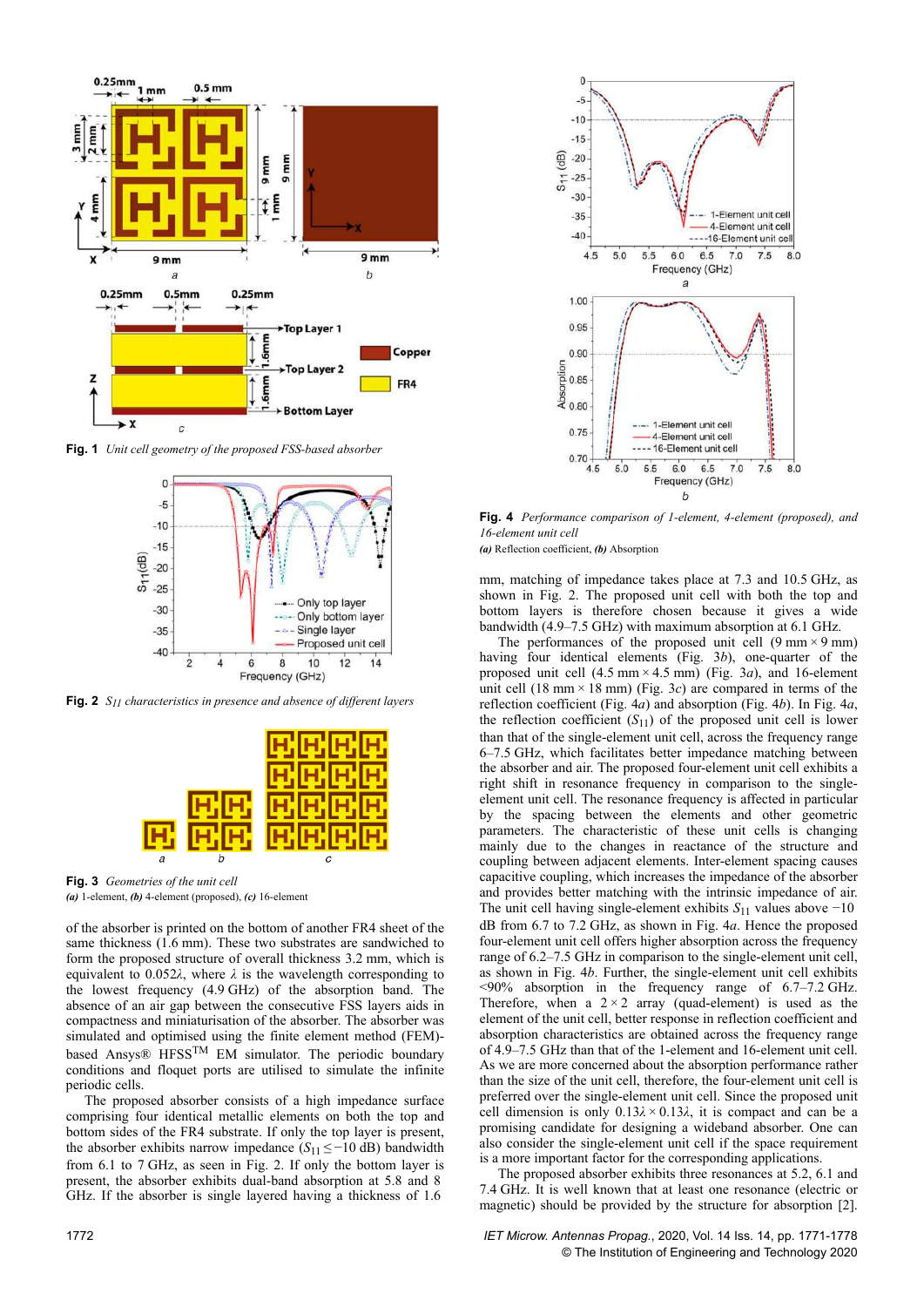**Fig. 1** *Unit cell geometry of the proposed FSS-based absorber*

**Fig. 2** *$S_{11}$ characteristics in presence and absence of different layers*

**Fig. 3** *Geometries of the unit cell*
***(a)*** 1-element, ***(b)*** 4-element (proposed), ***(c)*** 16-element

**Fig. 4** *Performance comparison of 1-element, 4-element (proposed), and 16-element unit cell*
***(a)*** Reflection coefficient, ***(b)*** Absorption

of the absorber is printed on the bottom of another FR4 sheet of the same thickness (1.6 mm). These two substrates are sandwiched to form the proposed structure of overall thickness 3.2 mm, which is equivalent to $0.052\lambda$, where $\lambda$ is the wavelength corresponding to the lowest frequency (4.9 GHz) of the absorption band. The absence of an air gap between the consecutive FSS layers aids in compactness and miniaturisation of the absorber. The absorber was simulated and optimised using the finite element method (FEM)-based Ansys® HFSS™ EM simulator. The periodic boundary conditions and floquet ports are utilised to simulate the infinite periodic cells.

The proposed absorber consists of a high impedance surface comprising four identical metallic elements on both the top and bottom sides of the FR4 substrate. If only the top layer is present, the absorber exhibits narrow impedance ($S_{11} \leq -10$ dB) bandwidth from 6.1 to 7 GHz, as seen in Fig. 2. If only the bottom layer is present, the absorber exhibits dual-band absorption at 5.8 and 8 GHz. If the absorber is single layered having a thickness of 1.6 mm, matching of impedance takes place at 7.3 and 10.5 GHz, as shown in Fig. 2. The proposed unit cell with both the top and bottom layers is therefore chosen because it gives a wide bandwidth (4.9–7.5 GHz) with maximum absorption at 6.1 GHz.

The performances of the proposed unit cell (9 mm × 9 mm) having four identical elements (Fig. 3*b*), one-quarter of the proposed unit cell (4.5 mm × 4.5 mm) (Fig. 3*a*), and 16-element unit cell (18 mm × 18 mm) (Fig. 3*c*) are compared in terms of the reflection coefficient (Fig. 4*a*) and absorption (Fig. 4*b*). In Fig. 4*a*, the reflection coefficient ($S_{11}$) of the proposed unit cell is lower than that of the single-element unit cell, across the frequency range 6–7.5 GHz, which facilitates better impedance matching between the absorber and air. The proposed four-element unit cell exhibits a right shift in resonance frequency in comparison to the single-element unit cell. The resonance frequency is affected in particular by the spacing between the elements and other geometric parameters. The characteristic of these unit cells is changing mainly due to the changes in reactance of the structure and coupling between adjacent elements. Inter-element spacing causes capacitive coupling, which increases the impedance of the absorber and provides better matching with the intrinsic impedance of air. The unit cell having single-element exhibits $S_{11}$ values above −10 dB from 6.7 to 7.2 GHz, as shown in Fig. 4*a*. Hence the proposed four-element unit cell offers higher absorption across the frequency range of 6.2–7.5 GHz in comparison to the single-element unit cell, as shown in Fig. 4*b*. Further, the single-element unit cell exhibits <90% absorption in the frequency range of 6.7–7.2 GHz. Therefore, when a $2 \times 2$ array (quad-element) is used as the element of the unit cell, better response in reflection coefficient and absorption characteristics are obtained across the frequency range of 4.9–7.5 GHz than that of the 1-element and 16-element unit cell. As we are more concerned about the absorption performance rather than the size of the unit cell, therefore, the four-element unit cell is preferred over the single-element unit cell. Since the proposed unit cell dimension is only $0.13\lambda \times 0.13\lambda$, it is compact and can be a promising candidate for designing a wideband absorber. One can also consider the single-element unit cell if the space requirement is a more important factor for the corresponding applications.

The proposed absorber exhibits three resonances at 5.2, 6.1 and 7.4 GHz. It is well known that at least one resonance (electric or magnetic) should be provided by the structure for absorption [2].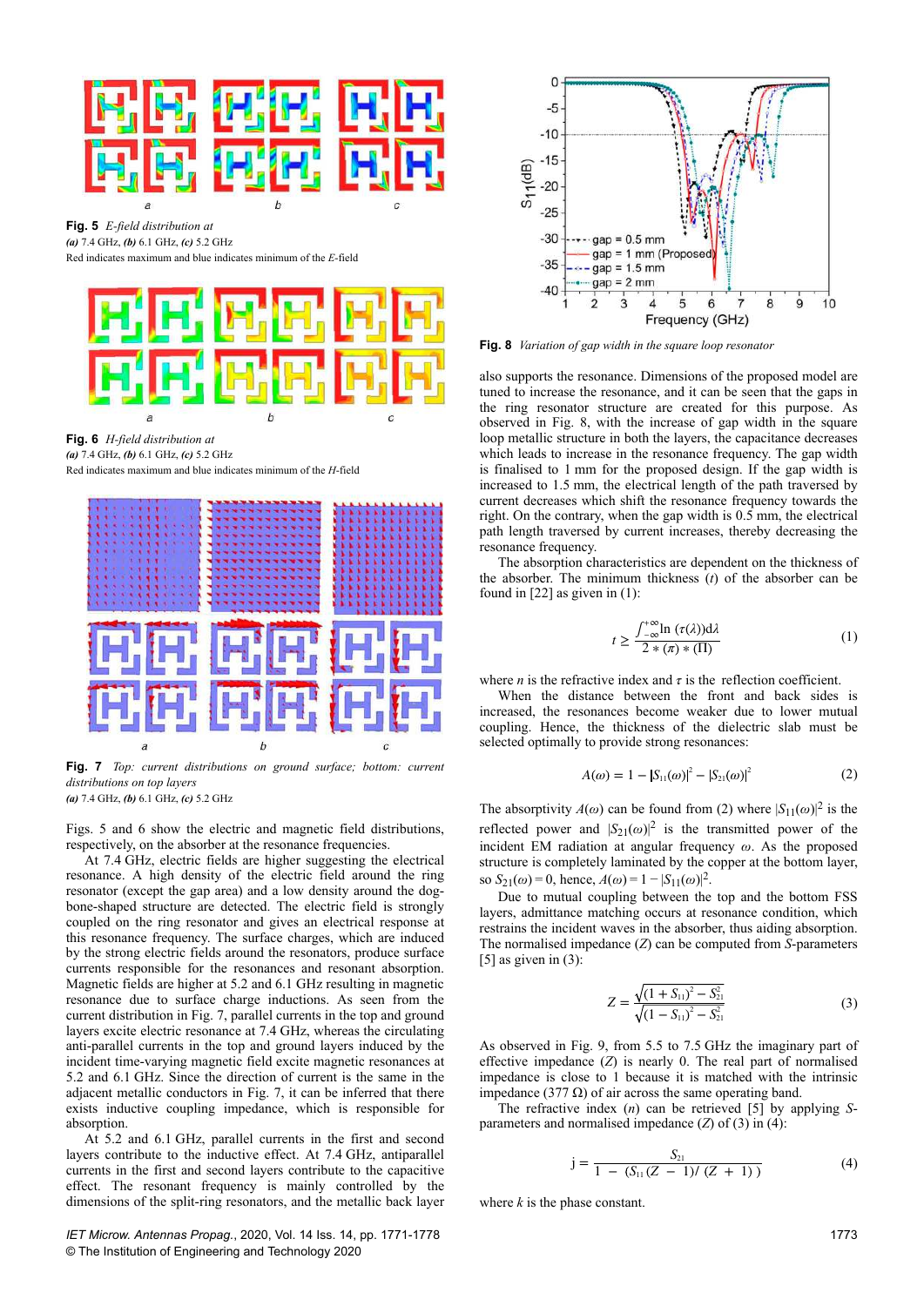**Fig. 5** *E-field distribution at*
***(a)*** 7.4 GHz, ***(b)*** 6.1 GHz, ***(c)*** 5.2 GHz
Red indicates maximum and blue indicates minimum of the *E*-field

**Fig. 6** *H-field distribution at*
***(a)*** 7.4 GHz, ***(b)*** 6.1 GHz, ***(c)*** 5.2 GHz
Red indicates maximum and blue indicates minimum of the *H*-field

**Fig. 7** *Top: current distributions on ground surface; bottom: current distributions on top layers*
***(a)*** 7.4 GHz, ***(b)*** 6.1 GHz, ***(c)*** 5.2 GHz

Figs. 5 and 6 show the electric and magnetic field distributions, respectively, on the absorber at the resonance frequencies.

At 7.4 GHz, electric fields are higher suggesting the electrical resonance. A high density of the electric field around the ring resonator (except the gap area) and a low density around the dog-bone-shaped structure are detected. The electric field is strongly coupled on the ring resonator and gives an electrical response at this resonance frequency. The surface charges, which are induced by the strong electric fields around the resonators, produce surface currents responsible for the resonances and resonant absorption. Magnetic fields are higher at 5.2 and 6.1 GHz resulting in magnetic resonance due to surface charge inductions. As seen from the current distribution in Fig. 7, parallel currents in the top and ground layers excite electric resonance at 7.4 GHz, whereas the circulating anti-parallel currents in the top and ground layers induced by the incident time-varying magnetic field excite magnetic resonances at 5.2 and 6.1 GHz. Since the direction of current is the same in the adjacent metallic conductors in Fig. 7, it can be inferred that there exists inductive coupling impedance, which is responsible for absorption.

At 5.2 and 6.1 GHz, parallel currents in the first and second layers contribute to the inductive effect. At 7.4 GHz, antiparallel currents in the first and second layers contribute to the capacitive effect. The resonant frequency is mainly controlled by the dimensions of the split-ring resonators, and the metallic back layer also supports the resonance. Dimensions of the proposed model are tuned to increase the resonance, and it can be seen that the gaps in the ring resonator structure are created for this purpose. As observed in Fig. 8, with the increase of gap width in the square loop metallic structure in both the layers, the capacitance decreases which leads to increase in the resonance frequency. The gap width is finalised to 1 mm for the proposed design. If the gap width is increased to 1.5 mm, the electrical length of the path traversed by current decreases which shift the resonance frequency towards the right. On the contrary, when the gap width is 0.5 mm, the electrical path length traversed by current increases, thereby decreasing the resonance frequency.

**Fig. 8** *Variation of gap width in the square loop resonator*

The absorption characteristics are dependent on the thickness of the absorber. The minimum thickness ($t$) of the absorber can be found in [22] as given in (1):

$$t \geq \frac{\int_{-\infty}^{+\infty} \ln\left(\tau(\lambda)\right) \mathrm{d}\lambda}{2 * (\pi) * (\Pi)} \tag{1}$$

where $n$ is the refractive index and $\tau$ is the reflection coefficient.

When the distance between the front and back sides is increased, the resonances become weaker due to lower mutual coupling. Hence, the thickness of the dielectric slab must be selected optimally to provide strong resonances:

$$A(\omega) = 1 - |S_{11}(\omega)|^2 - |S_{21}(\omega)|^2 \tag{2}$$

The absorptivity $A(\omega)$ can be found from (2) where $|S_{11}(\omega)|^2$ is the reflected power and $|S_{21}(\omega)|^2$ is the transmitted power of the incident EM radiation at angular frequency $\omega$. As the proposed structure is completely laminated by the copper at the bottom layer, so $S_{21}(\omega) = 0$, hence, $A(\omega) = 1 - |S_{11}(\omega)|^2$.

Due to mutual coupling between the top and the bottom FSS layers, admittance matching occurs at resonance condition, which restrains the incident waves in the absorber, thus aiding absorption. The normalised impedance ($Z$) can be computed from $S$-parameters [5] as given in (3):

$$Z = \frac{\sqrt{(1 + S_{11})^2 - S_{21}^2}}{\sqrt{(1 - S_{11})^2 - S_{21}^2}} \tag{3}$$

As observed in Fig. 9, from 5.5 to 7.5 GHz the imaginary part of effective impedance ($Z$) is nearly 0. The real part of normalised impedance is close to 1 because it is matched with the intrinsic impedance (377 Ω) of air across the same operating band.

The refractive index ($n$) can be retrieved [5] by applying $S$-parameters and normalised impedance ($Z$) of (3) in (4):

$$\mathrm{j} = \frac{S_{21}}{1 - (S_{11}(Z - 1)/(Z + 1))} \tag{4}$$

where $k$ is the phase constant.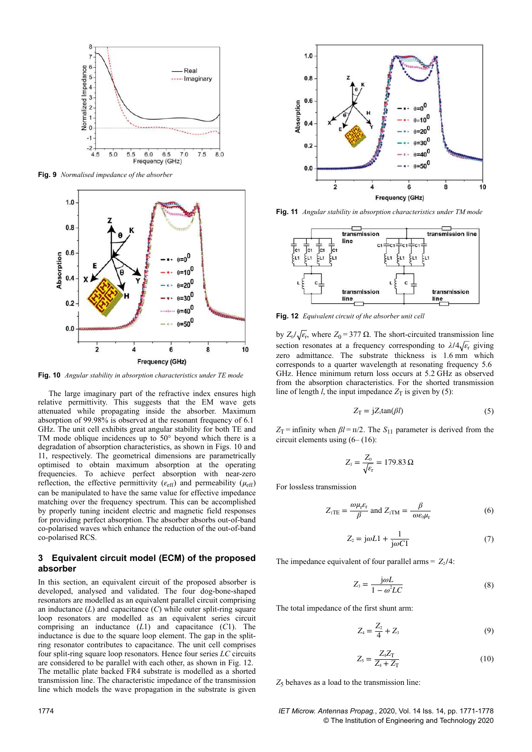Fig. 9 *Normalised impedance of the absorber*

Fig. 10 *Angular stability in absorption characteristics under TE mode*

The large imaginary part of the refractive index ensures high relative permittivity. This suggests that the EM wave gets attenuated while propagating inside the absorber. Maximum absorption of 99.98% is observed at the resonant frequency of 6.1 GHz. The unit cell exhibits great angular stability for both TE and TM mode oblique incidences up to 50° beyond which there is a degradation of absorption characteristics, as shown in Figs. 10 and 11, respectively. The geometrical dimensions are parametrically optimised to obtain maximum absorption at the operating frequencies. To achieve perfect absorption with near-zero reflection, the effective permittivity ($\varepsilon_{\text{eff}}$) and permeability ($\mu_{\text{eff}}$) can be manipulated to have the same value for effective impedance matching over the frequency spectrum. This can be accomplished by properly tuning incident electric and magnetic field responses for providing perfect absorption. The absorber absorbs out-of-band co-polarised waves which enhance the reduction of the out-of-band co-polarised RCS.

## 3 Equivalent circuit model (ECM) of the proposed absorber

In this section, an equivalent circuit of the proposed absorber is developed, analysed and validated. The four dog-bone-shaped resonators are modelled as an equivalent parallel circuit comprising an inductance ($L$) and capacitance ($C$) while outer split-ring square loop resonators are modelled as an equivalent series circuit comprising an inductance ($L1$) and capacitance ($C1$). The inductance is due to the square loop element. The gap in the split-ring resonator contributes to capacitance. The unit cell comprises four split-ring square loop resonators. Hence four series $LC$ circuits are considered to be parallel with each other, as shown in Fig. 12. The metallic plate backed FR4 substrate is modelled as a shorted transmission line. The characteristic impedance of the transmission line which models the wave propagation in the substrate is given

Fig. 11 *Angular stability in absorption characteristics under TM mode*

Fig. 12 *Equivalent circuit of the absorber unit cell*

by $Z_0/\sqrt{\varepsilon_r}$, where $Z_0 = 377\ \Omega$. The short-circuited transmission line section resonates at a frequency corresponding to $\lambda/4\sqrt{\varepsilon_r}$ giving zero admittance. The substrate thickness is 1.6 mm which corresponds to a quarter wavelength at resonating frequency 5.6 GHz. Hence minimum return loss occurs at 5.2 GHz as observed from the absorption characteristics. For the shorted transmission line of length $l$, the input impedance $Z_T$ is given by (5):

$$Z_T = jZ_1\tan(\beta l) \tag{5}$$

$Z_T$ = infinity when $\beta l = \pi/2$. The $S_{11}$ parameter is derived from the circuit elements using (6– (16):

$$Z_1 = \frac{Z_0}{\sqrt{\varepsilon_r}} = 179.83\,\Omega$$

For lossless transmission

$$Z_{1\text{TE}} = \frac{\omega\mu_r\varepsilon_r}{\beta} \text{ and } Z_{1\text{TM}} = \frac{\beta}{\omega\varepsilon_0\mu_r} \tag{6}$$

$$Z_2 = j\omega L1 + \frac{1}{j\omega C1} \tag{7}$$

The impedance equivalent of four parallel arms = $Z_2/4$:

$$Z_3 = \frac{j\omega L}{1 - \omega^2 LC} \tag{8}$$

The total impedance of the first shunt arm:

$$Z_4 = \frac{Z_2}{4} + Z_3 \tag{9}$$

$$Z_5 = \frac{Z_4 Z_T}{Z_4 + Z_T} \tag{10}$$

$Z_5$ behaves as a load to the transmission line: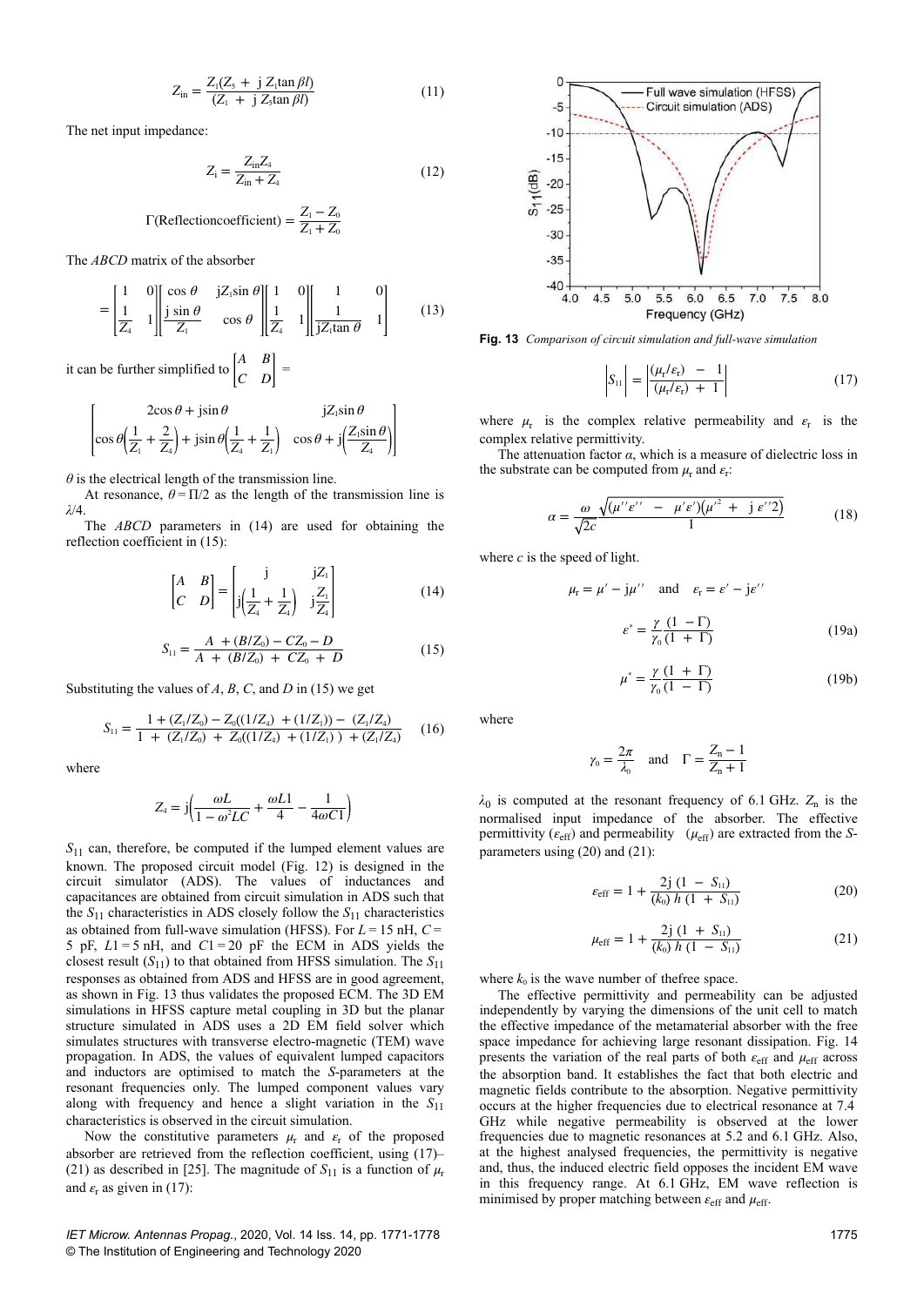$$Z_{in} = \frac{Z_1(Z_5 + \mathrm{j}\, Z_1 \tan \beta l)}{(Z_1 + \mathrm{j}\, Z_5 \tan \beta l)} \tag{11}$$

The net input impedance:

$$Z_i = \frac{Z_{in} Z_4}{Z_{in} + Z_4} \tag{12}$$

$$\Gamma(\text{Reflectioncoefficient}) = \frac{Z_1 - Z_0}{Z_1 + Z_0}$$

The *ABCD* matrix of the absorber

$$= \begin{bmatrix} 1 & 0 \\ \frac{1}{Z_4} & 1 \end{bmatrix} \begin{bmatrix} \cos\theta & \mathrm{j}Z_1 \sin\theta \\ \frac{\mathrm{j}\sin\theta}{Z_1} & \cos\theta \end{bmatrix} \begin{bmatrix} 1 & 0 \\ \frac{1}{Z_4} & 1 \end{bmatrix} \begin{bmatrix} 1 & 0 \\ \frac{1}{\mathrm{j}Z_1 \tan\theta} & 1 \end{bmatrix} \tag{13}$$

it can be further simplified to $\begin{bmatrix} A & B \\ C & D \end{bmatrix} =$

$$\begin{bmatrix} 2\cos\theta + \mathrm{j}\sin\theta & \mathrm{j}Z_1 \sin\theta \\ \cos\theta\left(\frac{1}{Z_1} + \frac{2}{Z_4}\right) + \mathrm{j}\sin\theta\left(\frac{1}{Z_4} + \frac{1}{Z_1}\right) & \cos\theta + \mathrm{j}\left(\frac{Z_1 \sin\theta}{Z_4}\right) \end{bmatrix}$$

$\theta$ is the electrical length of the transmission line.

At resonance, $\theta = \Pi/2$ as the length of the transmission line is $\lambda/4$.

The *ABCD* parameters in (14) are used for obtaining the reflection coefficient in (15):

$$\begin{bmatrix} A & B \\ C & D \end{bmatrix} = \begin{bmatrix} \mathrm{j} & \mathrm{j}Z_1 \\ \mathrm{j}\left(\frac{1}{Z_4} + \frac{1}{Z_4}\right) & \mathrm{j}\frac{Z_1}{Z_4} \end{bmatrix} \tag{14}$$

$$S_{11} = \frac{A + (B/Z_0) - CZ_0 - D}{A + (B/Z_0) + CZ_0 + D} \tag{15}$$

Substituting the values of *A*, *B*, *C*, and *D* in (15) we get

$$S_{11} = \frac{1 + (Z_1/Z_0) - Z_0((1/Z_4) + (1/Z_1)) - (Z_1/Z_4)}{1 + (Z_1/Z_0) + Z_0((1/Z_4) + (1/Z_1)) + (Z_1/Z_4)} \tag{16}$$

where

$$Z_4 = \mathrm{j}\left(\frac{\omega L}{1 - \omega^2 LC} + \frac{\omega L1}{4} - \frac{1}{4\omega C1}\right)$$

$S_{11}$ can, therefore, be computed if the lumped element values are known. The proposed circuit model (Fig. 12) is designed in the circuit simulator (ADS). The values of inductances and capacitances are obtained from circuit simulation in ADS such that the $S_{11}$ characteristics in ADS closely follow the $S_{11}$ characteristics as obtained from full-wave simulation (HFSS). For $L = 15$ nH, $C = 5$ pF, $L1 = 5$ nH, and $C1 = 20$ pF the ECM in ADS yields the closest result ($S_{11}$) to that obtained from HFSS simulation. The $S_{11}$ responses as obtained from ADS and HFSS are in good agreement, as shown in Fig. 13 thus validates the proposed ECM. The 3D EM simulations in HFSS capture metal coupling in 3D but the planar structure simulated in ADS uses a 2D EM field solver which simulates structures with transverse electro-magnetic (TEM) wave propagation. In ADS, the values of equivalent lumped capacitors and inductors are optimised to match the *S*-parameters at the resonant frequencies only. The lumped component values vary along with frequency and hence a slight variation in the $S_{11}$ characteristics is observed in the circuit simulation.

Now the constitutive parameters $\mu_r$ and $\varepsilon_r$ of the proposed absorber are retrieved from the reflection coefficient, using (17)–(21) as described in [25]. The magnitude of $S_{11}$ is a function of $\mu_r$ and $\varepsilon_r$ as given in (17):

**Fig. 13** *Comparison of circuit simulation and full-wave simulation*

$$\left|S_{11}\right| = \left|\frac{(\mu_r/\varepsilon_r) - 1}{(\mu_r/\varepsilon_r) + 1}\right| \tag{17}$$

where $\mu_r$ is the complex relative permeability and $\varepsilon_r$ is the complex relative permittivity.

The attenuation factor $\alpha$, which is a measure of dielectric loss in the substrate can be computed from $\mu_r$ and $\varepsilon_r$:

$$\alpha = \frac{\omega}{\sqrt{2c}} \frac{\sqrt{(\mu''\varepsilon'' - \mu'\varepsilon')(\mu'^2 + \mathrm{j}\,\varepsilon''2)}}{1} \tag{18}$$

where $c$ is the speed of light.

$$\mu_r = \mu' - \mathrm{j}\mu'' \quad \text{and} \quad \varepsilon_r = \varepsilon' - \mathrm{j}\varepsilon''$$

$$\varepsilon^* = \frac{\gamma}{\gamma_0} \frac{(1 - \Gamma)}{(1 + \Gamma)} \tag{19a}$$

$$\mu^* = \frac{\gamma}{\gamma_0} \frac{(1 + \Gamma)}{(1 - \Gamma)} \tag{19b}$$

where

$$\gamma_0 = \frac{2\pi}{\lambda_0} \quad \text{and} \quad \Gamma = \frac{Z_n - 1}{Z_n + 1}$$

$\lambda_0$ is computed at the resonant frequency of 6.1 GHz. $Z_n$ is the normalised input impedance of the absorber. The effective permittivity ($\varepsilon_{\text{eff}}$) and permeability ($\mu_{\text{eff}}$) are extracted from the *S*-parameters using (20) and (21):

$$\varepsilon_{\text{eff}} = 1 + \frac{2\mathrm{j}\,(1 - S_{11})}{(k_0)\,h\,(1 + S_{11})} \tag{20}$$

$$\mu_{\text{eff}} = 1 + \frac{2\mathrm{j}\,(1 + S_{11})}{(k_0)\,h\,(1 - S_{11})} \tag{21}$$

where $k_0$ is the wave number of thefree space.

The effective permittivity and permeability can be adjusted independently by varying the dimensions of the unit cell to match the effective impedance of the metamaterial absorber with the free space impedance for achieving large resonant dissipation. Fig. 14 presents the variation of the real parts of both $\varepsilon_{\text{eff}}$ and $\mu_{\text{eff}}$ across the absorption band. It establishes the fact that both electric and magnetic fields contribute to the absorption. Negative permittivity occurs at the higher frequencies due to electrical resonance at 7.4 GHz while negative permeability is observed at the lower frequencies due to magnetic resonances at 5.2 and 6.1 GHz. Also, at the highest analysed frequencies, the permittivity is negative and, thus, the induced electric field opposes the incident EM wave in this frequency range. At 6.1 GHz, EM wave reflection is minimised by proper matching between $\varepsilon_{\text{eff}}$ and $\mu_{\text{eff}}$.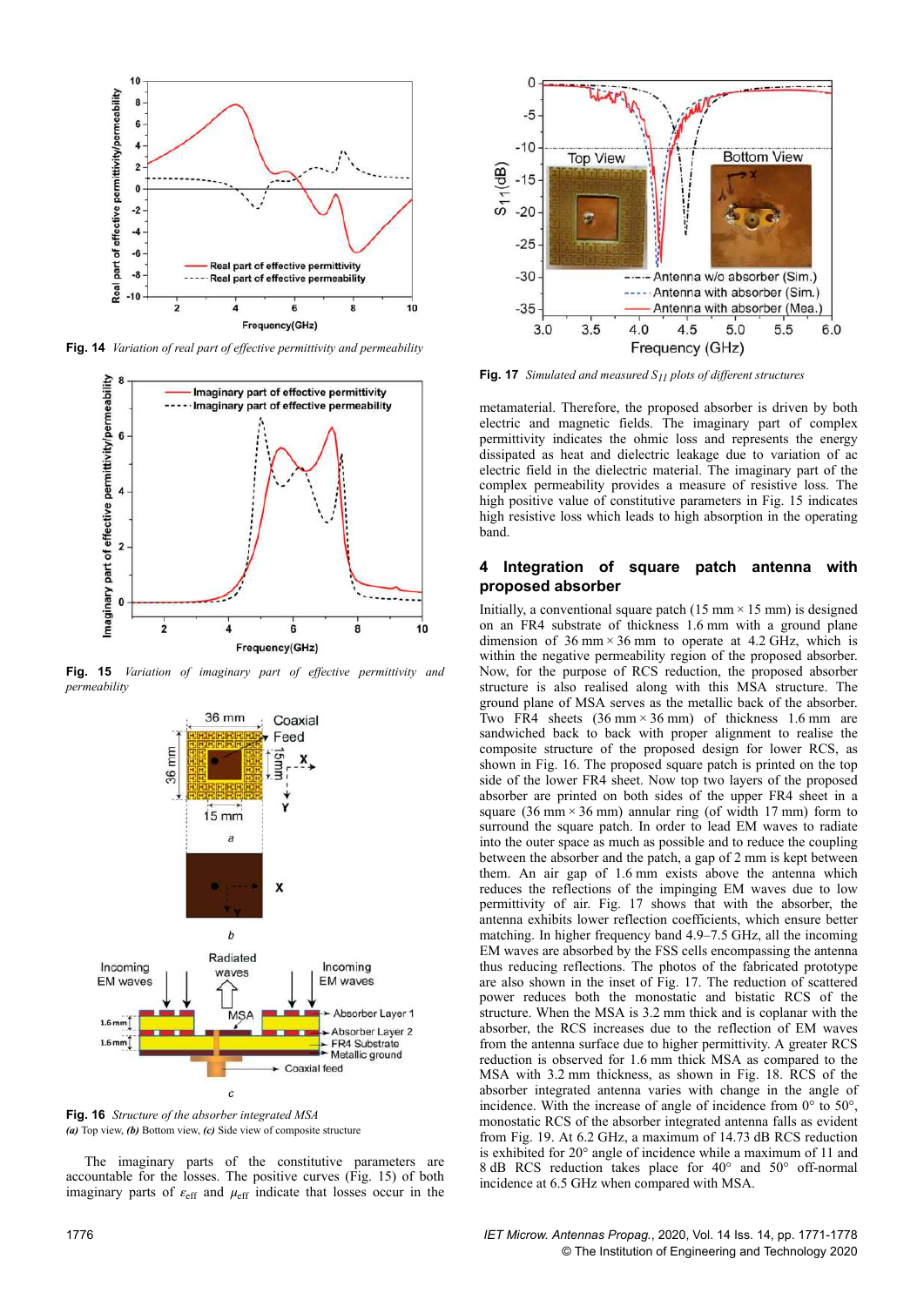**Fig. 14** *Variation of real part of effective permittivity and permeability*

**Fig. 15** *Variation of imaginary part of effective permittivity and permeability*

**Fig. 16** *Structure of the absorber integrated MSA*
*(a)* Top view, *(b)* Bottom view, *(c)* Side view of composite structure

The imaginary parts of the constitutive parameters are accountable for the losses. The positive curves (Fig. 15) of both imaginary parts of $\varepsilon_{\text{eff}}$ and $\mu_{\text{eff}}$ indicate that losses occur in the metamaterial. Therefore, the proposed absorber is driven by both electric and magnetic fields. The imaginary part of complex permittivity indicates the ohmic loss and represents the energy dissipated as heat and dielectric leakage due to variation of ac electric field in the dielectric material. The imaginary part of the complex permeability provides a measure of resistive loss. The high positive value of constitutive parameters in Fig. 15 indicates high resistive loss which leads to high absorption in the operating band.

**Fig. 17** *Simulated and measured $S_{11}$ plots of different structures*

## 4 Integration of square patch antenna with proposed absorber

Initially, a conventional square patch (15 mm × 15 mm) is designed on an FR4 substrate of thickness 1.6 mm with a ground plane dimension of 36 mm × 36 mm to operate at 4.2 GHz, which is within the negative permeability region of the proposed absorber. Now, for the purpose of RCS reduction, the proposed absorber structure is also realised along with this MSA structure. The ground plane of MSA serves as the metallic back of the absorber. Two FR4 sheets (36 mm × 36 mm) of thickness 1.6 mm are sandwiched back to back with proper alignment to realise the composite structure of the proposed design for lower RCS, as shown in Fig. 16. The proposed square patch is printed on the top side of the lower FR4 sheet. Now top two layers of the proposed absorber are printed on both sides of the upper FR4 sheet in a square (36 mm × 36 mm) annular ring (of width 17 mm) to surround the square patch. In order to lead EM waves to radiate into the outer space as much as possible and to reduce the coupling between the absorber and the patch, a gap of 2 mm is kept between them. An air gap of 1.6 mm exists above the antenna which reduces the reflections of the impinging EM waves due to low permittivity of air. Fig. 17 shows that with the absorber, the antenna exhibits lower reflection coefficients, which ensure better matching. In higher frequency band 4.9–7.5 GHz, all the incoming EM waves are absorbed by the FSS cells encompassing the antenna thus reducing reflections. The photos of the fabricated prototype are also shown in the inset of Fig. 17. The reduction of scattered power reduces both the monostatic and bistatic RCS of the structure. When the MSA is 3.2 mm thick and is coplanar with the absorber, the RCS increases due to the reflection of EM waves from the antenna surface due to higher permittivity. A greater RCS reduction is observed for 1.6 mm thick MSA as compared to the MSA with 3.2 mm thickness, as shown in Fig. 18. RCS of the absorber integrated antenna varies with change in the angle of incidence. With the increase of angle of incidence from 0° to 50°, monostatic RCS of the absorber integrated antenna falls as evident from Fig. 19. At 6.2 GHz, a maximum of 14.73 dB RCS reduction is exhibited for 20° angle of incidence while a maximum of 11 and 8 dB RCS reduction takes place for 40° and 50° off-normal incidence at 6.5 GHz when compared with MSA.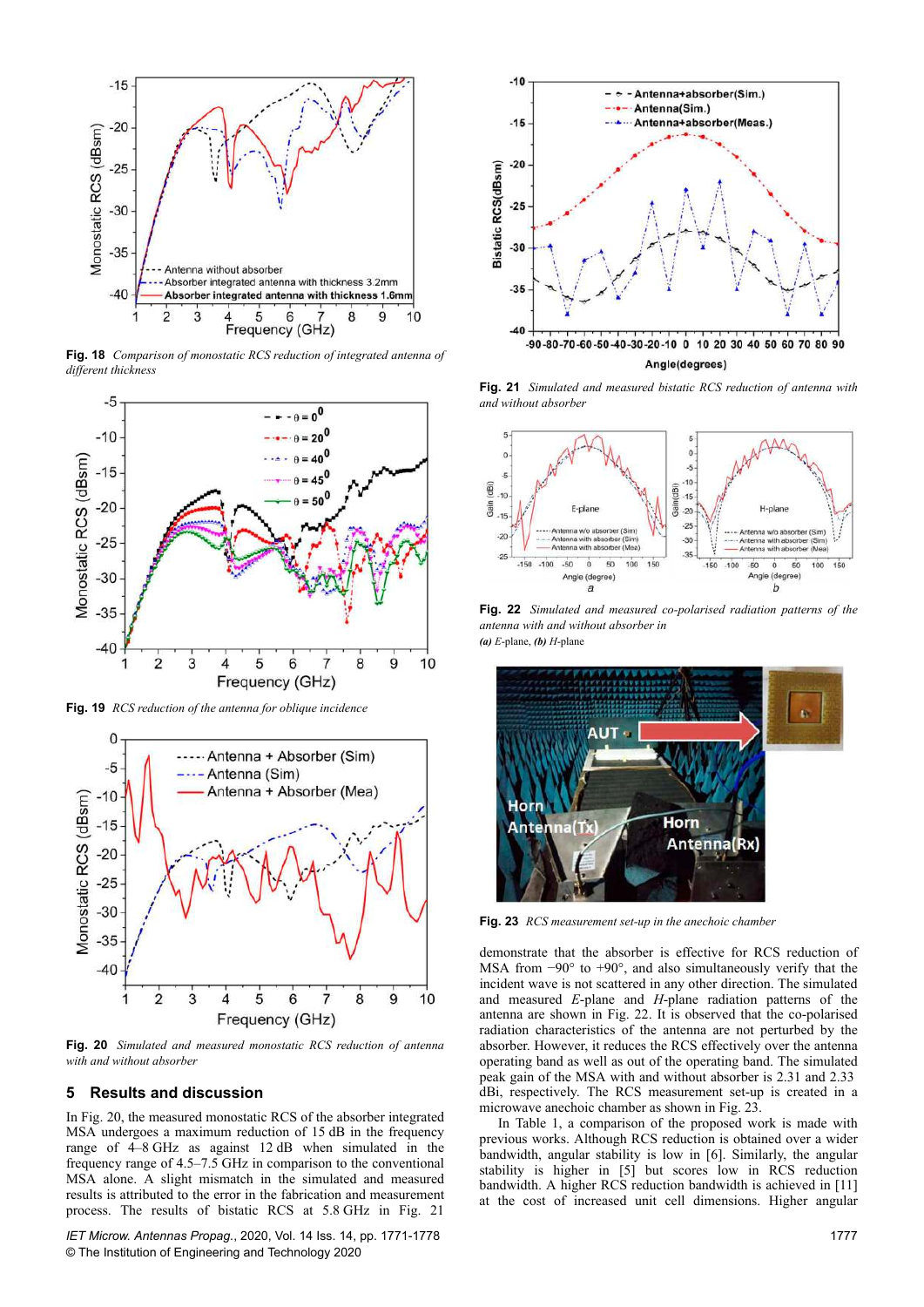**Fig. 18** *Comparison of monostatic RCS reduction of integrated antenna of different thickness*

**Fig. 19** *RCS reduction of the antenna for oblique incidence*

**Fig. 20** *Simulated and measured monostatic RCS reduction of antenna with and without absorber*

## 5 Results and discussion

In Fig. 20, the measured monostatic RCS of the absorber integrated MSA undergoes a maximum reduction of 15 dB in the frequency range of 4–8 GHz as against 12 dB when simulated in the frequency range of 4.5–7.5 GHz in comparison to the conventional MSA alone. A slight mismatch in the simulated and measured results is attributed to the error in the fabrication and measurement process. The results of bistatic RCS at 5.8 GHz in Fig. 21 demonstrate that the absorber is effective for RCS reduction of MSA from −90° to +90°, and also simultaneously verify that the incident wave is not scattered in any other direction. The simulated and measured *E*-plane and *H*-plane radiation patterns of the antenna are shown in Fig. 22. It is observed that the co-polarised radiation characteristics of the antenna are not perturbed by the absorber. However, it reduces the RCS effectively over the antenna operating band as well as out of the operating band. The simulated peak gain of the MSA with and without absorber is 2.31 and 2.33 dBi, respectively. The RCS measurement set-up is created in a microwave anechoic chamber as shown in Fig. 23.

In Table 1, a comparison of the proposed work is made with previous works. Although RCS reduction is obtained over a wider bandwidth, angular stability is low in [6]. Similarly, the angular stability is higher in [5] but scores low in RCS reduction bandwidth. A higher RCS reduction bandwidth is achieved in [11] at the cost of increased unit cell dimensions. Higher angular

**Fig. 21** *Simulated and measured bistatic RCS reduction of antenna with and without absorber*

**Fig. 22** *Simulated and measured co-polarised radiation patterns of the antenna with and without absorber in*
***(a)*** *E*-plane, ***(b)*** *H*-plane

**Fig. 23** *RCS measurement set-up in the anechoic chamber*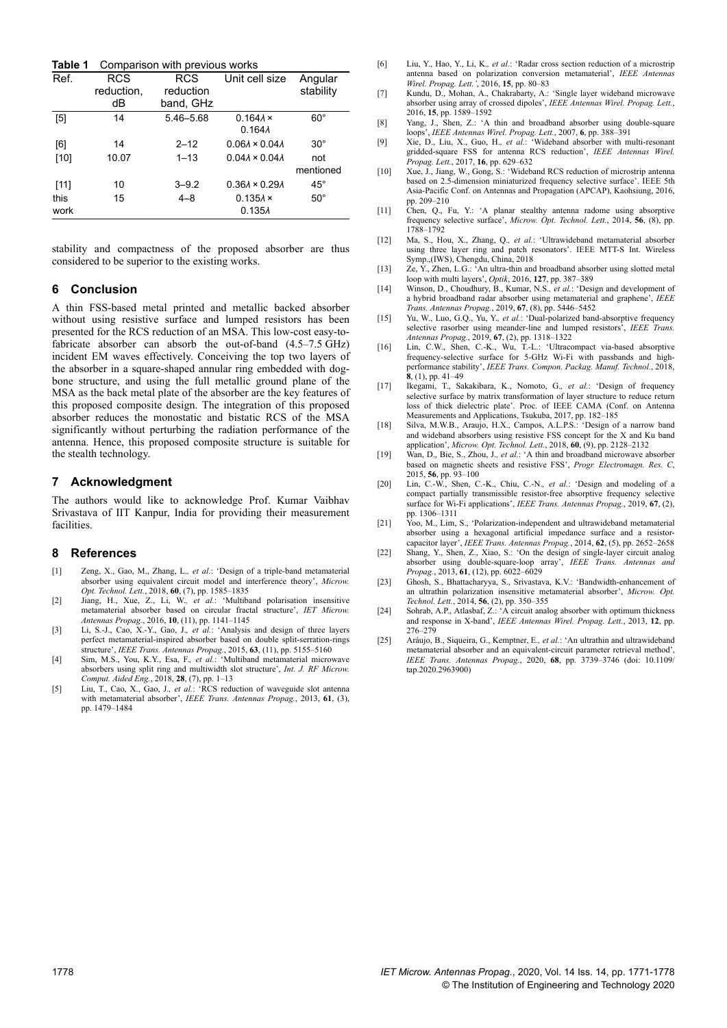**Table 1** Comparison with previous works

| Ref. | RCS reduction, dB | RCS reduction band, GHz | Unit cell size | Angular stability |
|---|---|---|---|---|
| [5] | 14 | 5.46–5.68 | $0.164\lambda \times 0.164\lambda$ | 60° |
| [6] | 14 | 2–12 | $0.06\lambda \times 0.04\lambda$ | 30° |
| [10] | 10.07 | 1–13 | $0.04\lambda \times 0.04\lambda$ | not mentioned |
| [11] | 10 | 3–9.2 | $0.36\lambda \times 0.29\lambda$ | 45° |
| this work | 15 | 4–8 | $0.135\lambda \times 0.135\lambda$ | 50° |

stability and compactness of the proposed absorber are thus considered to be superior to the existing works.

## 6 Conclusion

A thin FSS-based metal printed and metallic backed absorber without using resistive surface and lumped resistors has been presented for the RCS reduction of an MSA. This low-cost easy-to-fabricate absorber can absorb the out-of-band (4.5–7.5 GHz) incident EM waves effectively. Conceiving the top two layers of the absorber in a square-shaped annular ring embedded with dog-bone structure, and using the full metallic ground plane of the MSA as the back metal plate of the absorber are the key features of this proposed composite design. The integration of this proposed absorber reduces the monostatic and bistatic RCS of the MSA significantly without perturbing the radiation performance of the antenna. Hence, this proposed composite structure is suitable for the stealth technology.

## 7 Acknowledgment

The authors would like to acknowledge Prof. Kumar Vaibhav Srivastava of IIT Kanpur, India for providing their measurement facilities.

## 8 References

[1] Zeng, X., Gao, M., Zhang, L., *et al.*: 'Design of a triple-band metamaterial absorber using equivalent circuit model and interference theory', *Microw. Opt. Technol. Lett.*, 2018, **60**, (7), pp. 1585–1835

[2] Jiang, H., Xue, Z., Li, W., *et al.*: 'Multiband polarisation insensitive metamaterial absorber based on circular fractal structure', *IET Microw. Antennas Propag.*, 2016, **10**, (11), pp. 1141–1145

[3] Li, S.-J., Cao, X.-Y., Gao, J., *et al.*: 'Analysis and design of three layers perfect metamaterial-inspired absorber based on double split-serration-rings structure', *IEEE Trans. Antennas Propag.*, 2015, **63**, (11), pp. 5155–5160

[4] Sim, M.S., You, K.Y., Esa, F., *et al.*: 'Multiband metamaterial microwave absorbers using split ring and multiwidth slot structure', *Int. J. RF Microw. Comput. Aided Eng.*, 2018, **28**, (7), pp. 1–13

[5] Liu, T., Cao, X., Gao, J., *et al.*: 'RCS reduction of waveguide slot antenna with metamaterial absorber', *IEEE Trans. Antennas Propag.*, 2013, **61**, (3), pp. 1479–1484

[6] Liu, Y., Hao, Y., Li, K., *et al.*: 'Radar cross section reduction of a microstrip antenna based on polarization conversion metamaterial', *IEEE Antennas Wirel. Propag. Lett.'*, 2016, **15**, pp. 80–83

[7] Kundu, D., Mohan, A., Chakrabarty, A.: 'Single layer wideband microwave absorber using array of crossed dipoles', *IEEE Antennas Wirel. Propag. Lett.*, 2016, **15**, pp. 1589–1592

[8] Yang, J., Shen, Z.: 'A thin and broadband absorber using double-square loops', *IEEE Antennas Wirel. Propag. Lett.*, 2007, **6**, pp. 388–391

[9] Xie, D., Liu, X., Guo, H., *et al.*: 'Wideband absorber with multi-resonant gridded-square FSS for antenna RCS reduction', *IEEE Antennas Wirel. Propag. Lett.*, 2017, **16**, pp. 629–632

[10] Xue, J., Jiang, W., Gong, S.: 'Wideband RCS reduction of microstrip antenna based on 2.5-dimension miniaturized frequency selective surface'. IEEE 5th Asia-Pacific Conf. on Antennas and Propagation (APCAP), Kaohsiung, 2016, pp. 209–210

[11] Chen, Q., Fu, Y.: 'A planar stealthy antenna radome using absorptive frequency selective surface', *Microw. Opt. Technol. Lett.*, 2014, **56**, (8), pp. 1788–1792

[12] Ma, S., Hou, X., Zhang, Q., *et al.*: 'Ultrawideband metamaterial absorber using three layer ring and patch resonators'. IEEE MTT-S Int. Wireless Symp.,(IWS), Chengdu, China, 2018

[13] Ze, Y., Zhen, L.G.: 'An ultra-thin and broadband absorber using slotted metal loop with multi layers', *Optik*, 2016, **127**, pp. 387–389

[14] Winson, D., Choudhury, B., Kumar, N.S., *et al.*: 'Design and development of a hybrid broadband radar absorber using metamaterial and graphene', *IEEE Trans. Antennas Propag.*, 2019, **67**, (8), pp. 5446–5452

[15] Yu, W., Luo, G.Q., Yu, Y., *et al.*: 'Dual-polarized band-absorptive frequency selective rasorber using meander-line and lumped resistors', *IEEE Trans. Antennas Propag.*, 2019, **67**, (2), pp. 1318–1322

[16] Lin, C.W., Shen, C.-K., Wu, T.-L.: 'Ultracompact via-based absorptive frequency-selective surface for 5-GHz Wi-Fi with passbands and high-performance stability', *IEEE Trans. Compon. Packag. Manuf. Technol.*, 2018, **8**, (1), pp. 41–49

[17] Ikegami, T., Sakakibara, K., Nomoto, G., *et al.*: 'Design of frequency selective surface by matrix transformation of layer structure to reduce return loss of thick dielectric plate'. Proc. of IEEE CAMA (Conf. on Antenna Measurements and Applications, Tsukuba, 2017, pp. 182–185

[18] Silva, M.W.B., Araujo, H.X., Campos, A.L.P.S.: 'Design of a narrow band and wideband absorbers using resistive FSS concept for the X and Ku band application', *Microw. Opt. Technol. Lett.*, 2018, **60**, (9), pp. 2128–2132

[19] Wan, D., Bie, S., Zhou, J., *et al.*: 'A thin and broadband microwave absorber based on magnetic sheets and resistive FSS', *Progr. Electromagn. Res. C*, 2015, **56**, pp. 93–100

[20] Lin, C.-W., Shen, C.-K., Chiu, C.-N., *et al.*: 'Design and modeling of a compact partially transmissible resistor-free absorptive frequency selective surface for Wi-Fi applications', *IEEE Trans. Antennas Propag.*, 2019, **67**, (2), pp. 1306–1311

[21] Yoo, M., Lim, S., 'Polarization-independent and ultrawideband metamaterial absorber using a hexagonal artificial impedance surface and a resistor-capacitor layer', *IEEE Trans. Antennas Propag.*, 2014, **62**, (5), pp. 2652–2658

[22] Shang, Y., Shen, Z., Xiao, S.: 'On the design of single-layer circuit analog absorber using double-square-loop array', *IEEE Trans. Antennas and Propag.*, 2013, **61**, (12), pp. 6022–6029

[23] Ghosh, S., Bhattacharyya, S., Srivastava, K.V.: 'Bandwidth-enhancement of an ultrathin polarization insensitive metamaterial absorber', *Microw. Opt. Technol. Lett.*, 2014, **56**, (2), pp. 350–355

[24] Sohrab, A.P., Atlasbaf, Z.: 'A circuit analog absorber with optimum thickness and response in X-band', *IEEE Antennas Wirel. Propag. Lett.*, 2013, **12**, pp. 276–279

[25] Aráujo, B., Siqueira, G., Kemptner, E., *et al.*: 'An ultrathin and ultrawideband metamaterial absorber and an equivalent-circuit parameter retrieval method', *IEEE Trans. Antennas Propag.*, 2020, **68**, pp. 3739–3746 (doi: 10.1109/tap.2020.2963900)